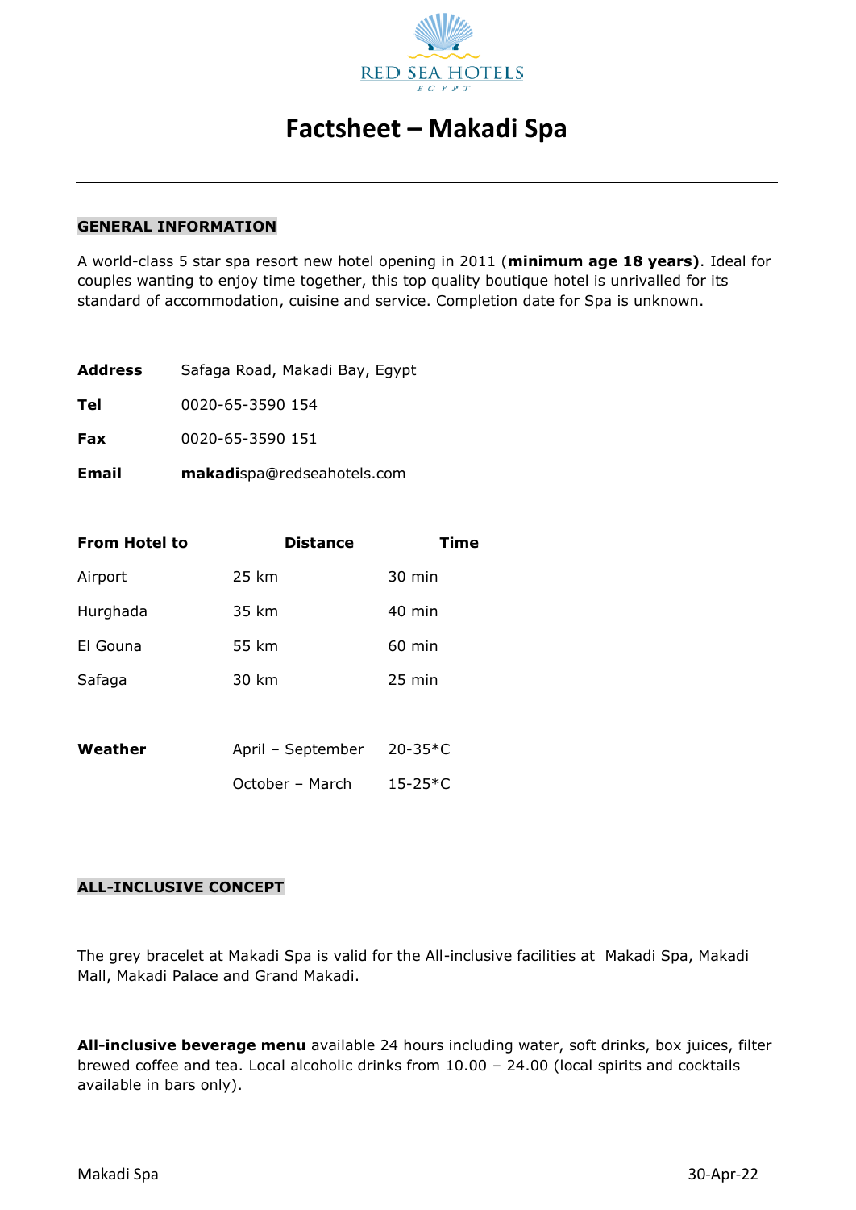# Factsheet – Makadi Spa

## GENERAL INFORMATION

A world-class 5 star spa resort new hotel opening in 2011 (**minimum age 18 years)**. Ideal for couples wanting to enjoy time together, this top quality boutique hotel is unrivalled for its standard of accommodation, cuisine and service. Completion date for Spa is unknown.

| | |
|---|---|
| **Address** | Safaga Road, Makadi Bay, Egypt |
| **Tel** | 0020-65-3590 154 |
| **Fax** | 0020-65-3590 151 |
| **Email** | **makadi**spa@redseahotels.com |

| **From Hotel to** | **Distance** | **Time** |
|---|---|---|
| Airport | 25 km | 30 min |
| Hurghada | 35 km | 40 min |
| El Gouna | 55 km | 60 min |
| Safaga | 30 km | 25 min |

| | | |
|---|---|---|
| **Weather** | April – September | 20-35*C |
| | October – March | 15-25*C |

## ALL-INCLUSIVE CONCEPT

The grey bracelet at Makadi Spa is valid for the All-inclusive facilities at Makadi Spa, Makadi Mall, Makadi Palace and Grand Makadi.

**All-inclusive beverage menu** available 24 hours including water, soft drinks, box juices, filter brewed coffee and tea. Local alcoholic drinks from 10.00 – 24.00 (local spirits and cocktails available in bars only).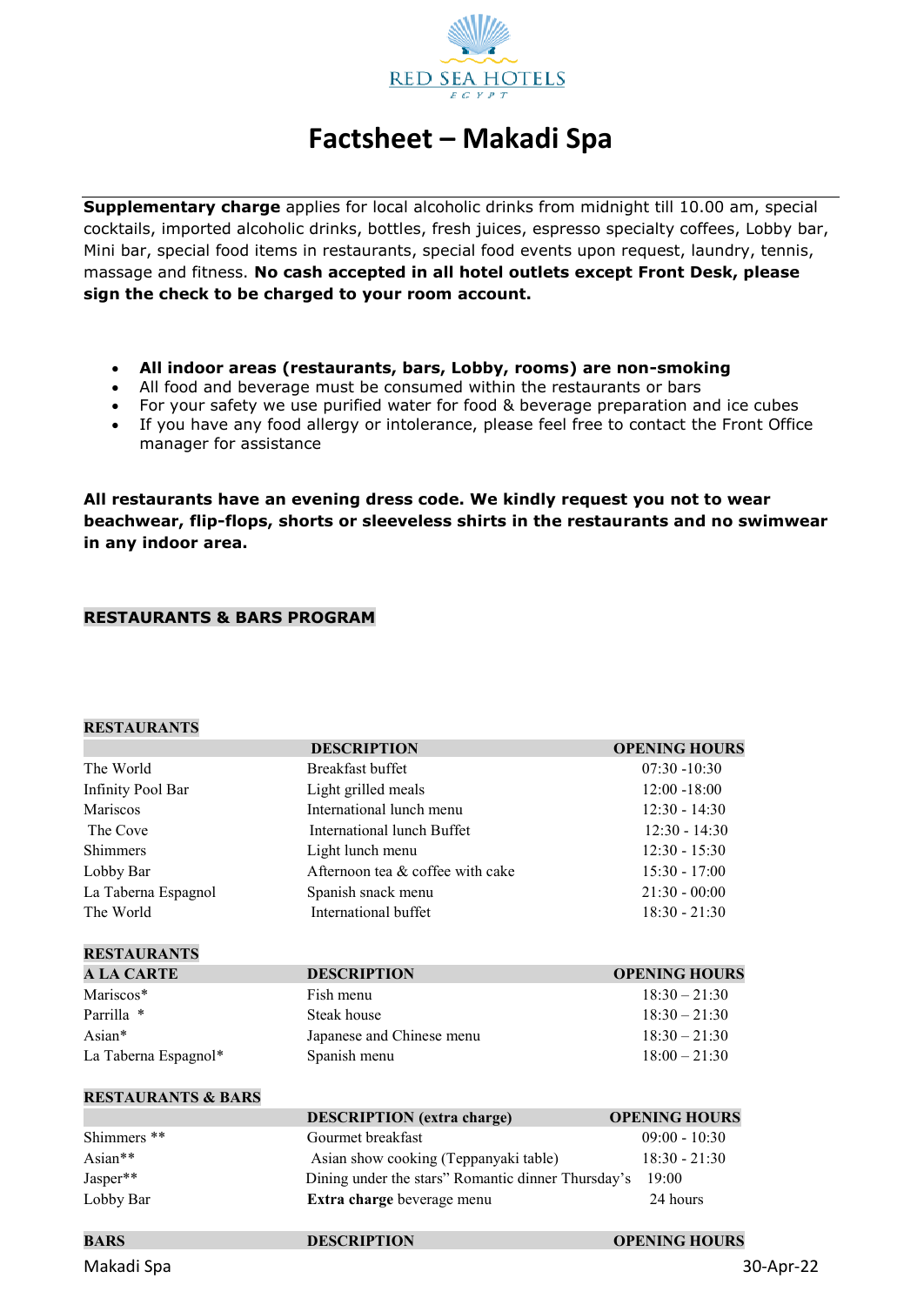RED SEA HOTELS
EGYPT

# Factsheet – Makadi Spa

**Supplementary charge** applies for local alcoholic drinks from midnight till 10.00 am, special cocktails, imported alcoholic drinks, bottles, fresh juices, espresso specialty coffees, Lobby bar, Mini bar, special food items in restaurants, special food events upon request, laundry, tennis, massage and fitness. **No cash accepted in all hotel outlets except Front Desk, please sign the check to be charged to your room account.**

- **All indoor areas (restaurants, bars, Lobby, rooms) are non-smoking**
- All food and beverage must be consumed within the restaurants or bars
- For your safety we use purified water for food & beverage preparation and ice cubes
- If you have any food allergy or intolerance, please feel free to contact the Front Office manager for assistance

**All restaurants have an evening dress code. We kindly request you not to wear beachwear, flip-flops, shorts or sleeveless shirts in the restaurants and no swimwear in any indoor area.**

## RESTAURANTS & BARS PROGRAM

### RESTAURANTS

| | DESCRIPTION | OPENING HOURS |
|---|---|---|
| The World | Breakfast buffet | 07:30 -10:30 |
| Infinity Pool Bar | Light grilled meals | 12:00 -18:00 |
| Mariscos | International lunch menu | 12:30 - 14:30 |
| The Cove | International lunch Buffet | 12:30 - 14:30 |
| Shimmers | Light lunch menu | 12:30 - 15:30 |
| Lobby Bar | Afternoon tea & coffee with cake | 15:30 - 17:00 |
| La Taberna Espagnol | Spanish snack menu | 21:30 - 00:00 |
| The World | International buffet | 18:30 - 21:30 |

### RESTAURANTS

| A LA CARTE | DESCRIPTION | OPENING HOURS |
|---|---|---|
| Mariscos* | Fish menu | 18:30 – 21:30 |
| Parrilla * | Steak house | 18:30 – 21:30 |
| Asian* | Japanese and Chinese menu | 18:30 – 21:30 |
| La Taberna Espagnol* | Spanish menu | 18:00 – 21:30 |

### RESTAURANTS & BARS

| | DESCRIPTION (extra charge) | OPENING HOURS |
|---|---|---|
| Shimmers ** | Gourmet breakfast | 09:00 - 10:30 |
| Asian** | Asian show cooking (Teppanyaki table) | 18:30 - 21:30 |
| Jasper** | Dining under the stars" Romantic dinner Thursday's | 19:00 |
| Lobby Bar | **Extra charge** beverage menu | 24 hours |

| BARS | DESCRIPTION | OPENING HOURS |
|---|---|---|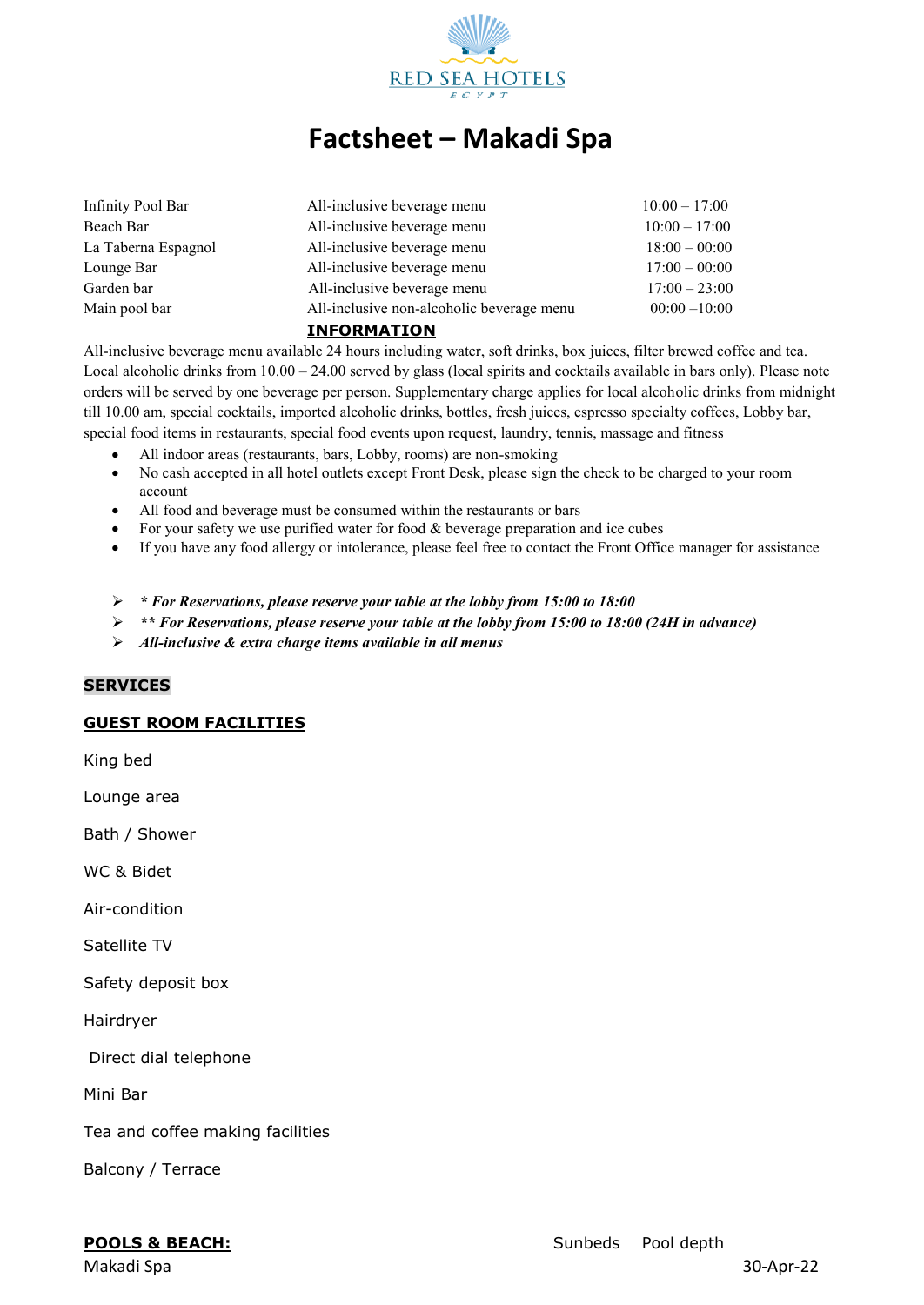# Factsheet – Makadi Spa

| | | |
|---|---|---|
| Infinity Pool Bar | All-inclusive beverage menu | 10:00 – 17:00 |
| Beach Bar | All-inclusive beverage menu | 10:00 – 17:00 |
| La Taberna Espagnol | All-inclusive beverage menu | 18:00 – 00:00 |
| Lounge Bar | All-inclusive beverage menu | 17:00 – 00:00 |
| Garden bar | All-inclusive beverage menu | 17:00 – 23:00 |
| Main pool bar | All-inclusive non-alcoholic beverage menu | 00:00 –10:00 |

**INFORMATION**

All-inclusive beverage menu available 24 hours including water, soft drinks, box juices, filter brewed coffee and tea. Local alcoholic drinks from 10.00 – 24.00 served by glass (local spirits and cocktails available in bars only). Please note orders will be served by one beverage per person. Supplementary charge applies for local alcoholic drinks from midnight till 10.00 am, special cocktails, imported alcoholic drinks, bottles, fresh juices, espresso specialty coffees, Lobby bar, special food items in restaurants, special food events upon request, laundry, tennis, massage and fitness

- All indoor areas (restaurants, bars, Lobby, rooms) are non-smoking
- No cash accepted in all hotel outlets except Front Desk, please sign the check to be charged to your room account
- All food and beverage must be consumed within the restaurants or bars
- For your safety we use purified water for food & beverage preparation and ice cubes
- If you have any food allergy or intolerance, please feel free to contact the Front Office manager for assistance

- ***\* For Reservations, please reserve your table at the lobby from 15:00 to 18:00***
- ***\*\* For Reservations, please reserve your table at the lobby from 15:00 to 18:00 (24H in advance)***
- ***All-inclusive & extra charge items available in all menus***

## SERVICES

### GUEST ROOM FACILITIES

King bed

Lounge area

Bath / Shower

WC & Bidet

Air-condition

Satellite TV

Safety deposit box

Hairdryer

Direct dial telephone

Mini Bar

Tea and coffee making facilities

Balcony / Terrace

### POOLS & BEACH:

Sunbeds Pool depth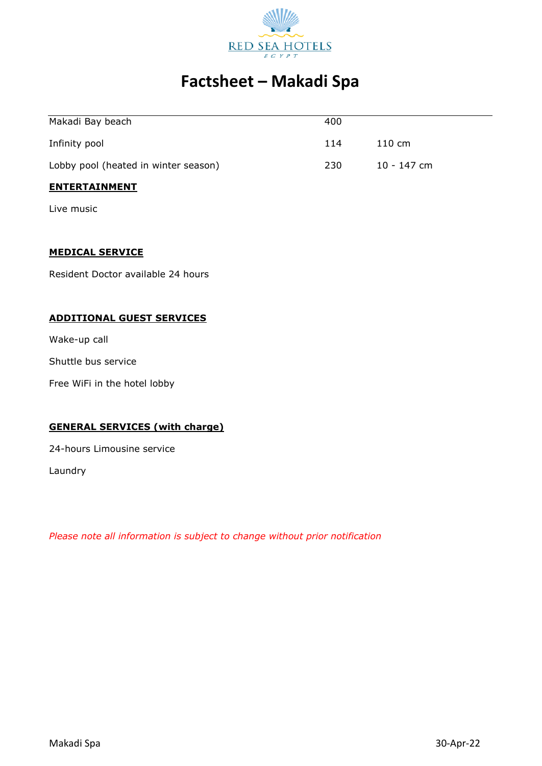# Factsheet – Makadi Spa

| | | |
|---|---|---|
| Makadi Bay beach | 400 | |
| Infinity pool | 114 | 110 cm |
| Lobby pool (heated in winter season) | 230 | 10 - 147 cm |

**ENTERTAINMENT**

Live music

**MEDICAL SERVICE**

Resident Doctor available 24 hours

**ADDITIONAL GUEST SERVICES**

Wake-up call

Shuttle bus service

Free WiFi in the hotel lobby

**GENERAL SERVICES (with charge)**

24-hours Limousine service

Laundry

*Please note all information is subject to change without prior notification*